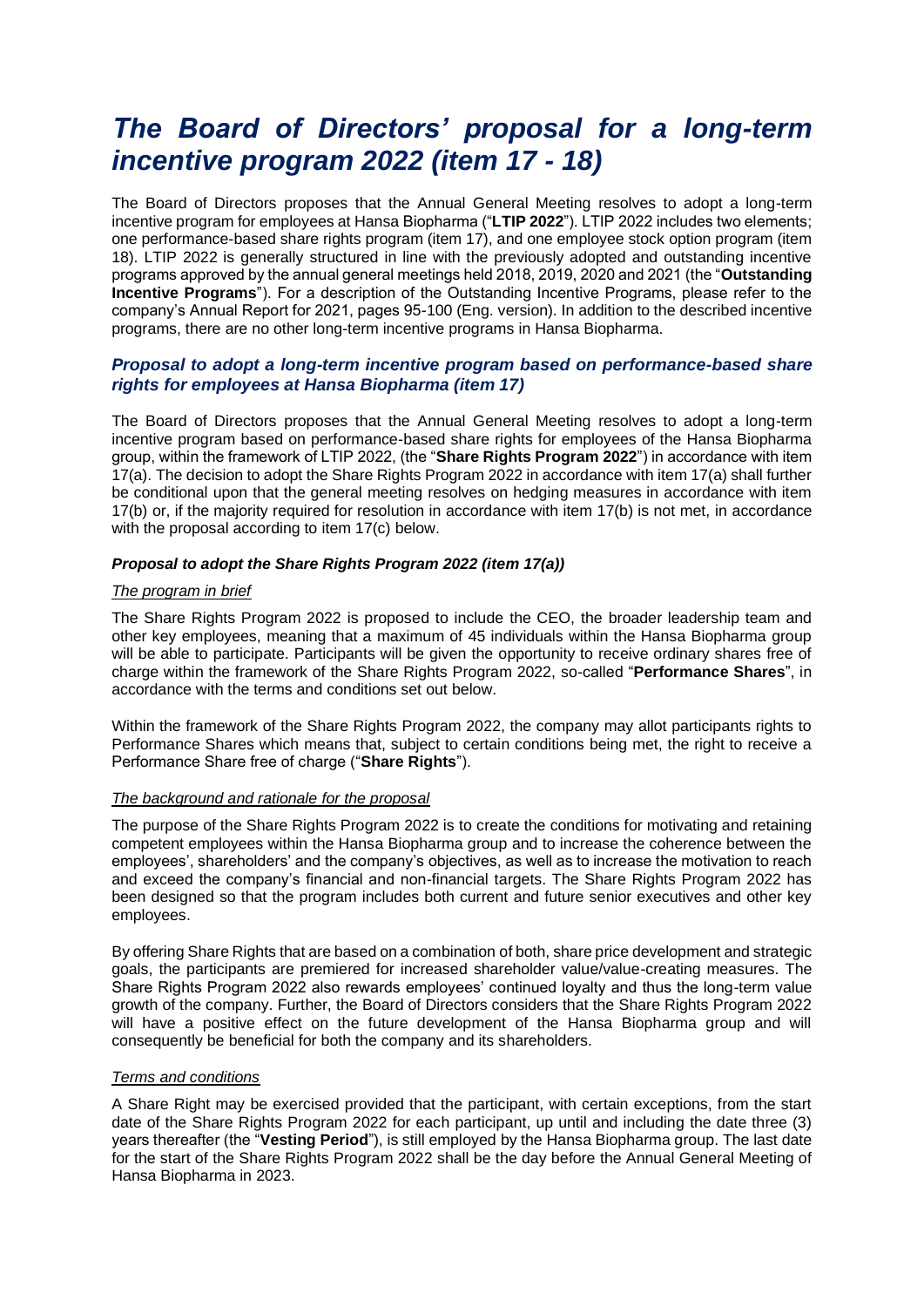# *The Board of Directors' proposal for a long-term incentive program 2022 (item 17 - 18)*

The Board of Directors proposes that the Annual General Meeting resolves to adopt a long-term incentive program for employees at Hansa Biopharma ("**LTIP 2022**"). LTIP 2022 includes two elements; one performance-based share rights program (item 17), and one employee stock option program (item 18). LTIP 2022 is generally structured in line with the previously adopted and outstanding incentive programs approved by the annual general meetings held 2018, 2019, 2020 and 2021 (the "**Outstanding Incentive Programs**"). For a description of the Outstanding Incentive Programs, please refer to the company's Annual Report for 2021, pages 95-100 (Eng. version). In addition to the described incentive programs, there are no other long-term incentive programs in Hansa Biopharma.

## *Proposal to adopt a long-term incentive program based on performance-based share rights for employees at Hansa Biopharma (item 17)*

The Board of Directors proposes that the Annual General Meeting resolves to adopt a long-term incentive program based on performance-based share rights for employees of the Hansa Biopharma group, within the framework of LTIP 2022, (the "**Share Rights Program 2022**") in accordance with item 17(a). The decision to adopt the Share Rights Program 2022 in accordance with item 17(a) shall further be conditional upon that the general meeting resolves on hedging measures in accordance with item 17(b) or, if the majority required for resolution in accordance with item 17(b) is not met, in accordance with the proposal according to item 17(c) below.

### *Proposal to adopt the Share Rights Program 2022 (item 17(a))*

*The program in brief*

The Share Rights Program 2022 is proposed to include the CEO, the broader leadership team and other key employees, meaning that a maximum of 45 individuals within the Hansa Biopharma group will be able to participate. Participants will be given the opportunity to receive ordinary shares free of charge within the framework of the Share Rights Program 2022, so-called "**Performance Shares**", in accordance with the terms and conditions set out below.

Within the framework of the Share Rights Program 2022, the company may allot participants rights to Performance Shares which means that, subject to certain conditions being met, the right to receive a Performance Share free of charge ("**Share Rights**").

*The background and rationale for the proposal*

The purpose of the Share Rights Program 2022 is to create the conditions for motivating and retaining competent employees within the Hansa Biopharma group and to increase the coherence between the employees', shareholders' and the company's objectives, as well as to increase the motivation to reach and exceed the company's financial and non-financial targets. The Share Rights Program 2022 has been designed so that the program includes both current and future senior executives and other key employees.

By offering Share Rights that are based on a combination of both, share price development and strategic goals, the participants are premiered for increased shareholder value/value-creating measures. The Share Rights Program 2022 also rewards employees' continued loyalty and thus the long-term value growth of the company. Further, the Board of Directors considers that the Share Rights Program 2022 will have a positive effect on the future development of the Hansa Biopharma group and will consequently be beneficial for both the company and its shareholders.

*Terms and conditions*

A Share Right may be exercised provided that the participant, with certain exceptions, from the start date of the Share Rights Program 2022 for each participant, up until and including the date three (3) years thereafter (the "**Vesting Period**"), is still employed by the Hansa Biopharma group. The last date for the start of the Share Rights Program 2022 shall be the day before the Annual General Meeting of Hansa Biopharma in 2023.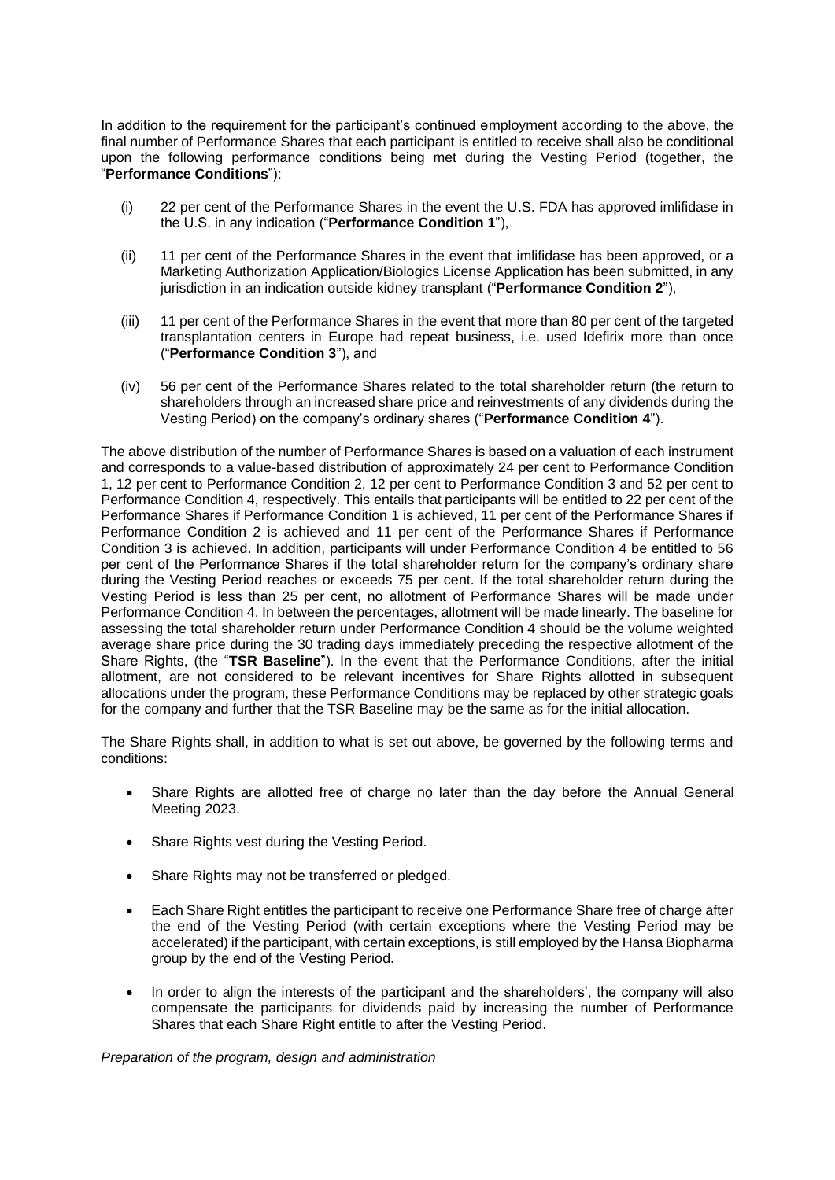In addition to the requirement for the participant's continued employment according to the above, the final number of Performance Shares that each participant is entitled to receive shall also be conditional upon the following performance conditions being met during the Vesting Period (together, the "**Performance Conditions**"):

(i) 22 per cent of the Performance Shares in the event the U.S. FDA has approved imlifidase in the U.S. in any indication ("**Performance Condition 1**"),

(ii) 11 per cent of the Performance Shares in the event that imlifidase has been approved, or a Marketing Authorization Application/Biologics License Application has been submitted, in any jurisdiction in an indication outside kidney transplant ("**Performance Condition 2**"),

(iii) 11 per cent of the Performance Shares in the event that more than 80 per cent of the targeted transplantation centers in Europe had repeat business, i.e. used Idefirix more than once ("**Performance Condition 3**"), and

(iv) 56 per cent of the Performance Shares related to the total shareholder return (the return to shareholders through an increased share price and reinvestments of any dividends during the Vesting Period) on the company's ordinary shares ("**Performance Condition 4**").

The above distribution of the number of Performance Shares is based on a valuation of each instrument and corresponds to a value-based distribution of approximately 24 per cent to Performance Condition 1, 12 per cent to Performance Condition 2, 12 per cent to Performance Condition 3 and 52 per cent to Performance Condition 4, respectively. This entails that participants will be entitled to 22 per cent of the Performance Shares if Performance Condition 1 is achieved, 11 per cent of the Performance Shares if Performance Condition 2 is achieved and 11 per cent of the Performance Shares if Performance Condition 3 is achieved. In addition, participants will under Performance Condition 4 be entitled to 56 per cent of the Performance Shares if the total shareholder return for the company's ordinary share during the Vesting Period reaches or exceeds 75 per cent. If the total shareholder return during the Vesting Period is less than 25 per cent, no allotment of Performance Shares will be made under Performance Condition 4. In between the percentages, allotment will be made linearly. The baseline for assessing the total shareholder return under Performance Condition 4 should be the volume weighted average share price during the 30 trading days immediately preceding the respective allotment of the Share Rights, (the "**TSR Baseline**"). In the event that the Performance Conditions, after the initial allotment, are not considered to be relevant incentives for Share Rights allotted in subsequent allocations under the program, these Performance Conditions may be replaced by other strategic goals for the company and further that the TSR Baseline may be the same as for the initial allocation.

The Share Rights shall, in addition to what is set out above, be governed by the following terms and conditions:

- Share Rights are allotted free of charge no later than the day before the Annual General Meeting 2023.
- Share Rights vest during the Vesting Period.
- Share Rights may not be transferred or pledged.
- Each Share Right entitles the participant to receive one Performance Share free of charge after the end of the Vesting Period (with certain exceptions where the Vesting Period may be accelerated) if the participant, with certain exceptions, is still employed by the Hansa Biopharma group by the end of the Vesting Period.
- In order to align the interests of the participant and the shareholders', the company will also compensate the participants for dividends paid by increasing the number of Performance Shares that each Share Right entitle to after the Vesting Period.

*Preparation of the program, design and administration*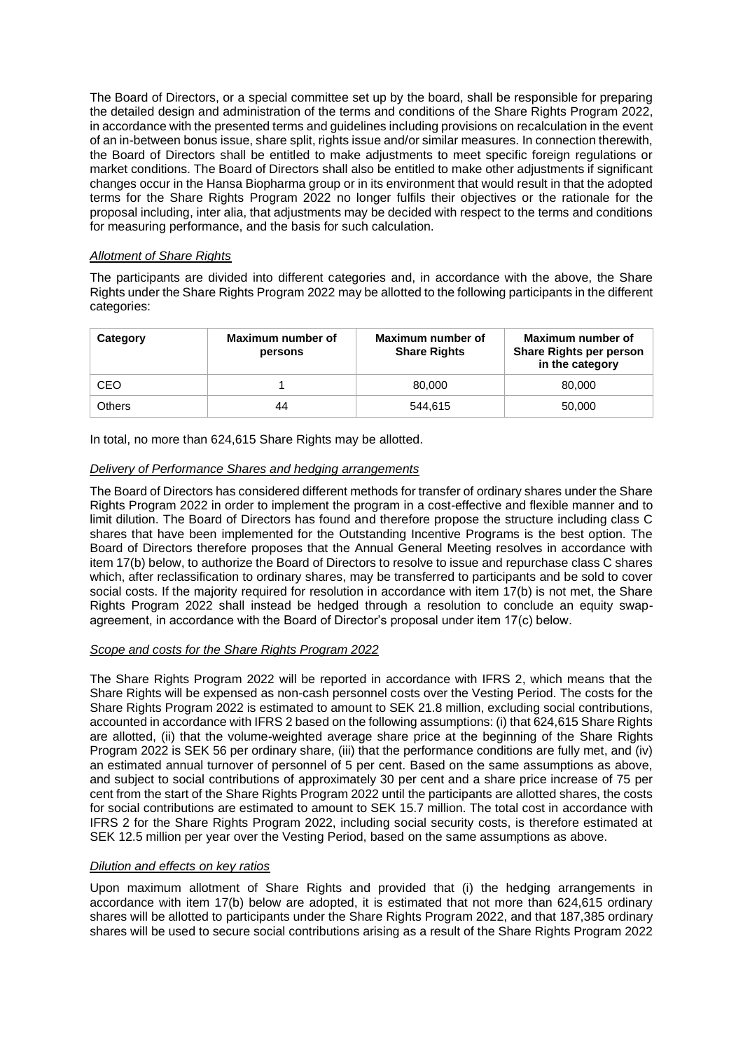The Board of Directors, or a special committee set up by the board, shall be responsible for preparing the detailed design and administration of the terms and conditions of the Share Rights Program 2022, in accordance with the presented terms and guidelines including provisions on recalculation in the event of an in-between bonus issue, share split, rights issue and/or similar measures. In connection therewith, the Board of Directors shall be entitled to make adjustments to meet specific foreign regulations or market conditions. The Board of Directors shall also be entitled to make other adjustments if significant changes occur in the Hansa Biopharma group or in its environment that would result in that the adopted terms for the Share Rights Program 2022 no longer fulfils their objectives or the rationale for the proposal including, inter alia, that adjustments may be decided with respect to the terms and conditions for measuring performance, and the basis for such calculation.

*Allotment of Share Rights*

The participants are divided into different categories and, in accordance with the above, the Share Rights under the Share Rights Program 2022 may be allotted to the following participants in the different categories:

| Category | Maximum number of persons | Maximum number of Share Rights | Maximum number of Share Rights per person in the category |
|---|---|---|---|
| CEO | 1 | 80,000 | 80,000 |
| Others | 44 | 544,615 | 50,000 |

In total, no more than 624,615 Share Rights may be allotted.

*Delivery of Performance Shares and hedging arrangements*

The Board of Directors has considered different methods for transfer of ordinary shares under the Share Rights Program 2022 in order to implement the program in a cost-effective and flexible manner and to limit dilution. The Board of Directors has found and therefore propose the structure including class C shares that have been implemented for the Outstanding Incentive Programs is the best option. The Board of Directors therefore proposes that the Annual General Meeting resolves in accordance with item 17(b) below, to authorize the Board of Directors to resolve to issue and repurchase class C shares which, after reclassification to ordinary shares, may be transferred to participants and be sold to cover social costs. If the majority required for resolution in accordance with item 17(b) is not met, the Share Rights Program 2022 shall instead be hedged through a resolution to conclude an equity swap-agreement, in accordance with the Board of Director's proposal under item 17(c) below.

*Scope and costs for the Share Rights Program 2022*

The Share Rights Program 2022 will be reported in accordance with IFRS 2, which means that the Share Rights will be expensed as non-cash personnel costs over the Vesting Period. The costs for the Share Rights Program 2022 is estimated to amount to SEK 21.8 million, excluding social contributions, accounted in accordance with IFRS 2 based on the following assumptions: (i) that 624,615 Share Rights are allotted, (ii) that the volume-weighted average share price at the beginning of the Share Rights Program 2022 is SEK 56 per ordinary share, (iii) that the performance conditions are fully met, and (iv) an estimated annual turnover of personnel of 5 per cent. Based on the same assumptions as above, and subject to social contributions of approximately 30 per cent and a share price increase of 75 per cent from the start of the Share Rights Program 2022 until the participants are allotted shares, the costs for social contributions are estimated to amount to SEK 15.7 million. The total cost in accordance with IFRS 2 for the Share Rights Program 2022, including social security costs, is therefore estimated at SEK 12.5 million per year over the Vesting Period, based on the same assumptions as above.

*Dilution and effects on key ratios*

Upon maximum allotment of Share Rights and provided that (i) the hedging arrangements in accordance with item 17(b) below are adopted, it is estimated that not more than 624,615 ordinary shares will be allotted to participants under the Share Rights Program 2022, and that 187,385 ordinary shares will be used to secure social contributions arising as a result of the Share Rights Program 2022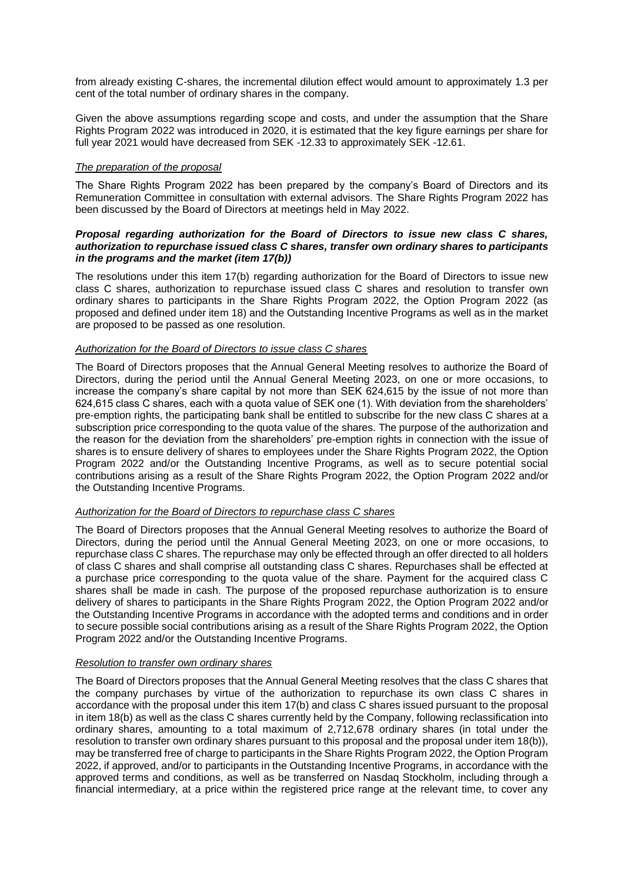from already existing C-shares, the incremental dilution effect would amount to approximately 1.3 per cent of the total number of ordinary shares in the company.

Given the above assumptions regarding scope and costs, and under the assumption that the Share Rights Program 2022 was introduced in 2020, it is estimated that the key figure earnings per share for full year 2021 would have decreased from SEK -12.33 to approximately SEK -12.61.

*The preparation of the proposal*

The Share Rights Program 2022 has been prepared by the company's Board of Directors and its Remuneration Committee in consultation with external advisors. The Share Rights Program 2022 has been discussed by the Board of Directors at meetings held in May 2022.

***Proposal regarding authorization for the Board of Directors to issue new class C shares, authorization to repurchase issued class C shares, transfer own ordinary shares to participants in the programs and the market (item 17(b))***

The resolutions under this item 17(b) regarding authorization for the Board of Directors to issue new class C shares, authorization to repurchase issued class C shares and resolution to transfer own ordinary shares to participants in the Share Rights Program 2022, the Option Program 2022 (as proposed and defined under item 18) and the Outstanding Incentive Programs as well as in the market are proposed to be passed as one resolution.

*Authorization for the Board of Directors to issue class C shares*

The Board of Directors proposes that the Annual General Meeting resolves to authorize the Board of Directors, during the period until the Annual General Meeting 2023, on one or more occasions, to increase the company's share capital by not more than SEK 624,615 by the issue of not more than 624,615 class C shares, each with a quota value of SEK one (1). With deviation from the shareholders' pre-emption rights, the participating bank shall be entitled to subscribe for the new class C shares at a subscription price corresponding to the quota value of the shares. The purpose of the authorization and the reason for the deviation from the shareholders' pre-emption rights in connection with the issue of shares is to ensure delivery of shares to employees under the Share Rights Program 2022, the Option Program 2022 and/or the Outstanding Incentive Programs, as well as to secure potential social contributions arising as a result of the Share Rights Program 2022, the Option Program 2022 and/or the Outstanding Incentive Programs.

*Authorization for the Board of Directors to repurchase class C shares*

The Board of Directors proposes that the Annual General Meeting resolves to authorize the Board of Directors, during the period until the Annual General Meeting 2023, on one or more occasions, to repurchase class C shares. The repurchase may only be effected through an offer directed to all holders of class C shares and shall comprise all outstanding class C shares. Repurchases shall be effected at a purchase price corresponding to the quota value of the share. Payment for the acquired class C shares shall be made in cash. The purpose of the proposed repurchase authorization is to ensure delivery of shares to participants in the Share Rights Program 2022, the Option Program 2022 and/or the Outstanding Incentive Programs in accordance with the adopted terms and conditions and in order to secure possible social contributions arising as a result of the Share Rights Program 2022, the Option Program 2022 and/or the Outstanding Incentive Programs.

*Resolution to transfer own ordinary shares*

The Board of Directors proposes that the Annual General Meeting resolves that the class C shares that the company purchases by virtue of the authorization to repurchase its own class C shares in accordance with the proposal under this item 17(b) and class C shares issued pursuant to the proposal in item 18(b) as well as the class C shares currently held by the Company, following reclassification into ordinary shares, amounting to a total maximum of 2,712,678 ordinary shares (in total under the resolution to transfer own ordinary shares pursuant to this proposal and the proposal under item 18(b)), may be transferred free of charge to participants in the Share Rights Program 2022, the Option Program 2022, if approved, and/or to participants in the Outstanding Incentive Programs, in accordance with the approved terms and conditions, as well as be transferred on Nasdaq Stockholm, including through a financial intermediary, at a price within the registered price range at the relevant time, to cover any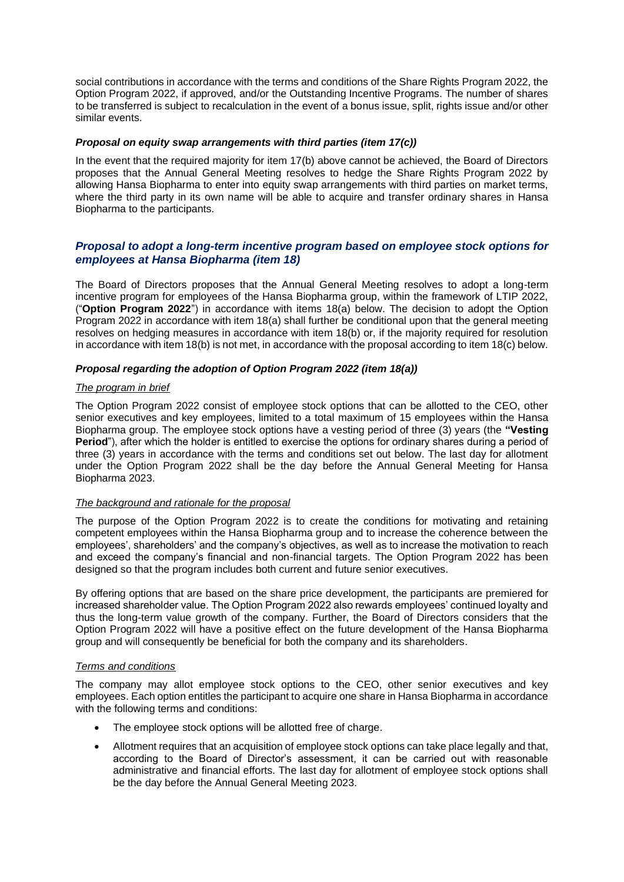social contributions in accordance with the terms and conditions of the Share Rights Program 2022, the Option Program 2022, if approved, and/or the Outstanding Incentive Programs. The number of shares to be transferred is subject to recalculation in the event of a bonus issue, split, rights issue and/or other similar events.

### *Proposal on equity swap arrangements with third parties (item 17(c))*

In the event that the required majority for item 17(b) above cannot be achieved, the Board of Directors proposes that the Annual General Meeting resolves to hedge the Share Rights Program 2022 by allowing Hansa Biopharma to enter into equity swap arrangements with third parties on market terms, where the third party in its own name will be able to acquire and transfer ordinary shares in Hansa Biopharma to the participants.

## *Proposal to adopt a long-term incentive program based on employee stock options for employees at Hansa Biopharma (item 18)*

The Board of Directors proposes that the Annual General Meeting resolves to adopt a long-term incentive program for employees of the Hansa Biopharma group, within the framework of LTIP 2022, ("**Option Program 2022**") in accordance with items 18(a) below. The decision to adopt the Option Program 2022 in accordance with item 18(a) shall further be conditional upon that the general meeting resolves on hedging measures in accordance with item 18(b) or, if the majority required for resolution in accordance with item 18(b) is not met, in accordance with the proposal according to item 18(c) below.

### *Proposal regarding the adoption of Option Program 2022 (item 18(a))*

*The program in brief*

The Option Program 2022 consist of employee stock options that can be allotted to the CEO, other senior executives and key employees, limited to a total maximum of 15 employees within the Hansa Biopharma group. The employee stock options have a vesting period of three (3) years (the **"Vesting Period"**), after which the holder is entitled to exercise the options for ordinary shares during a period of three (3) years in accordance with the terms and conditions set out below. The last day for allotment under the Option Program 2022 shall be the day before the Annual General Meeting for Hansa Biopharma 2023.

*The background and rationale for the proposal*

The purpose of the Option Program 2022 is to create the conditions for motivating and retaining competent employees within the Hansa Biopharma group and to increase the coherence between the employees', shareholders' and the company's objectives, as well as to increase the motivation to reach and exceed the company's financial and non-financial targets. The Option Program 2022 has been designed so that the program includes both current and future senior executives.

By offering options that are based on the share price development, the participants are premiered for increased shareholder value. The Option Program 2022 also rewards employees' continued loyalty and thus the long-term value growth of the company. Further, the Board of Directors considers that the Option Program 2022 will have a positive effect on the future development of the Hansa Biopharma group and will consequently be beneficial for both the company and its shareholders.

*Terms and conditions*

The company may allot employee stock options to the CEO, other senior executives and key employees. Each option entitles the participant to acquire one share in Hansa Biopharma in accordance with the following terms and conditions:

- The employee stock options will be allotted free of charge.
- Allotment requires that an acquisition of employee stock options can take place legally and that, according to the Board of Director's assessment, it can be carried out with reasonable administrative and financial efforts. The last day for allotment of employee stock options shall be the day before the Annual General Meeting 2023.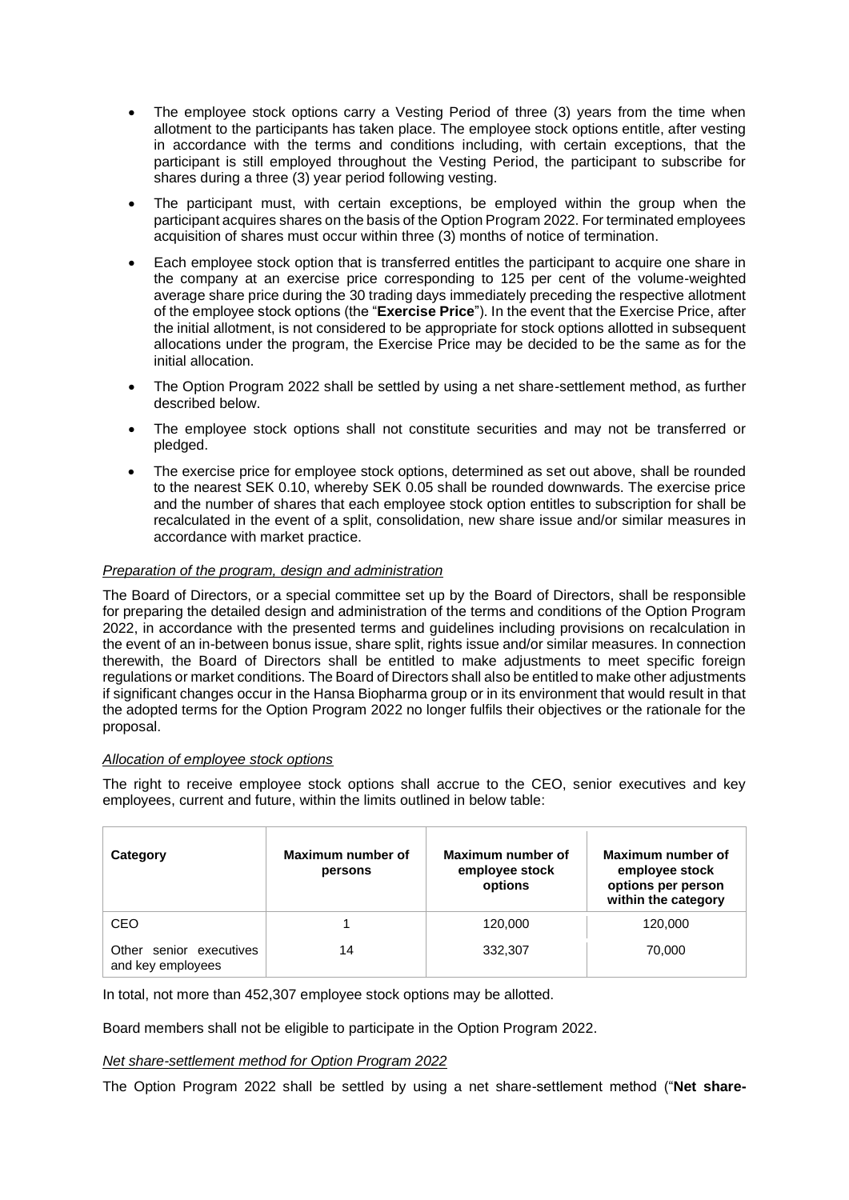- The employee stock options carry a Vesting Period of three (3) years from the time when allotment to the participants has taken place. The employee stock options entitle, after vesting in accordance with the terms and conditions including, with certain exceptions, that the participant is still employed throughout the Vesting Period, the participant to subscribe for shares during a three (3) year period following vesting.
- The participant must, with certain exceptions, be employed within the group when the participant acquires shares on the basis of the Option Program 2022. For terminated employees acquisition of shares must occur within three (3) months of notice of termination.
- Each employee stock option that is transferred entitles the participant to acquire one share in the company at an exercise price corresponding to 125 per cent of the volume-weighted average share price during the 30 trading days immediately preceding the respective allotment of the employee stock options (the "**Exercise Price**"). In the event that the Exercise Price, after the initial allotment, is not considered to be appropriate for stock options allotted in subsequent allocations under the program, the Exercise Price may be decided to be the same as for the initial allocation.
- The Option Program 2022 shall be settled by using a net share-settlement method, as further described below.
- The employee stock options shall not constitute securities and may not be transferred or pledged.
- The exercise price for employee stock options, determined as set out above, shall be rounded to the nearest SEK 0.10, whereby SEK 0.05 shall be rounded downwards. The exercise price and the number of shares that each employee stock option entitles to subscription for shall be recalculated in the event of a split, consolidation, new share issue and/or similar measures in accordance with market practice.

*Preparation of the program, design and administration*

The Board of Directors, or a special committee set up by the Board of Directors, shall be responsible for preparing the detailed design and administration of the terms and conditions of the Option Program 2022, in accordance with the presented terms and guidelines including provisions on recalculation in the event of an in-between bonus issue, share split, rights issue and/or similar measures. In connection therewith, the Board of Directors shall be entitled to make adjustments to meet specific foreign regulations or market conditions. The Board of Directors shall also be entitled to make other adjustments if significant changes occur in the Hansa Biopharma group or in its environment that would result in that the adopted terms for the Option Program 2022 no longer fulfils their objectives or the rationale for the proposal.

*Allocation of employee stock options*

The right to receive employee stock options shall accrue to the CEO, senior executives and key employees, current and future, within the limits outlined in below table:

| Category | Maximum number of persons | Maximum number of employee stock options | Maximum number of employee stock options per person within the category |
|---|---|---|---|
| CEO | 1 | 120,000 | 120,000 |
| Other senior executives and key employees | 14 | 332,307 | 70,000 |

In total, not more than 452,307 employee stock options may be allotted.

Board members shall not be eligible to participate in the Option Program 2022.

*Net share-settlement method for Option Program 2022*

The Option Program 2022 shall be settled by using a net share-settlement method ("**Net share-**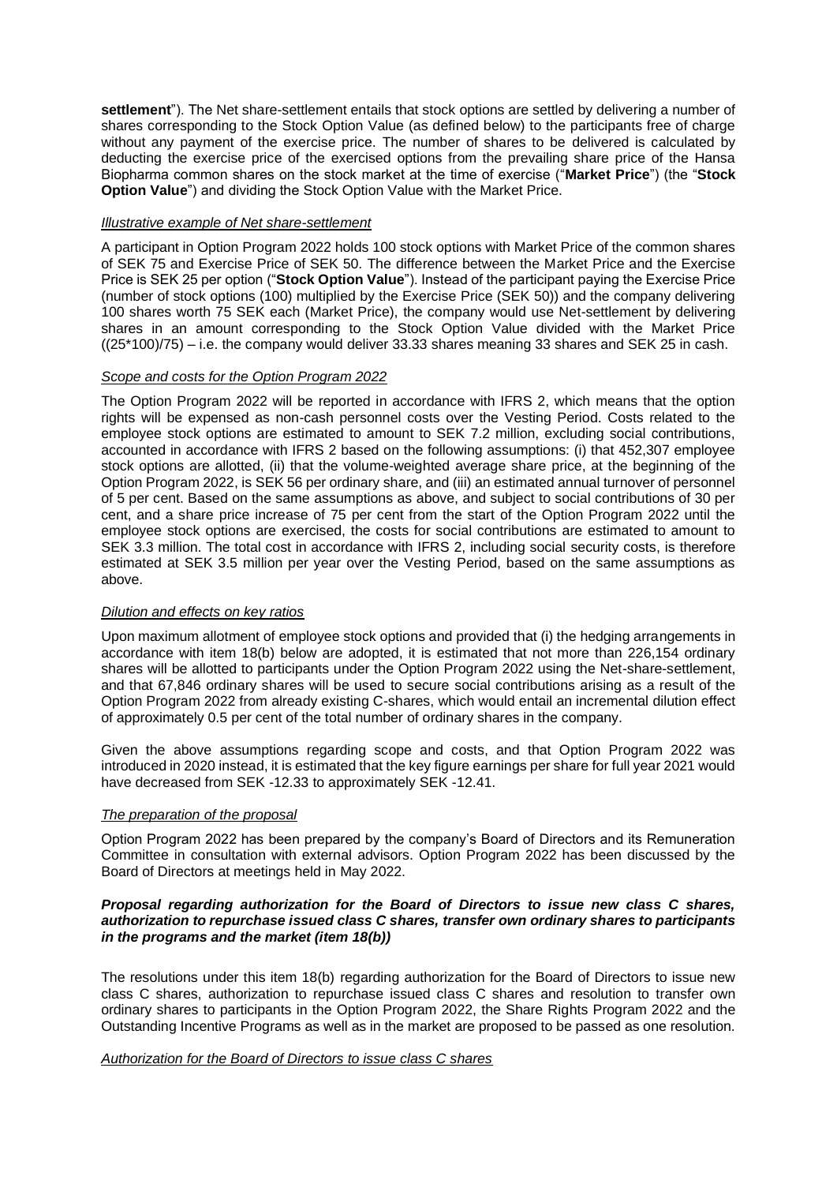**settlement**"). The Net share-settlement entails that stock options are settled by delivering a number of shares corresponding to the Stock Option Value (as defined below) to the participants free of charge without any payment of the exercise price. The number of shares to be delivered is calculated by deducting the exercise price of the exercised options from the prevailing share price of the Hansa Biopharma common shares on the stock market at the time of exercise ("**Market Price**") (the "**Stock Option Value**") and dividing the Stock Option Value with the Market Price.

*Illustrative example of Net share-settlement*

A participant in Option Program 2022 holds 100 stock options with Market Price of the common shares of SEK 75 and Exercise Price of SEK 50. The difference between the Market Price and the Exercise Price is SEK 25 per option ("**Stock Option Value**"). Instead of the participant paying the Exercise Price (number of stock options (100) multiplied by the Exercise Price (SEK 50)) and the company delivering 100 shares worth 75 SEK each (Market Price), the company would use Net-settlement by delivering shares in an amount corresponding to the Stock Option Value divided with the Market Price ((25*100)/75) – i.e. the company would deliver 33.33 shares meaning 33 shares and SEK 25 in cash.

*Scope and costs for the Option Program 2022*

The Option Program 2022 will be reported in accordance with IFRS 2, which means that the option rights will be expensed as non-cash personnel costs over the Vesting Period. Costs related to the employee stock options are estimated to amount to SEK 7.2 million, excluding social contributions, accounted in accordance with IFRS 2 based on the following assumptions: (i) that 452,307 employee stock options are allotted, (ii) that the volume-weighted average share price, at the beginning of the Option Program 2022, is SEK 56 per ordinary share, and (iii) an estimated annual turnover of personnel of 5 per cent. Based on the same assumptions as above, and subject to social contributions of 30 per cent, and a share price increase of 75 per cent from the start of the Option Program 2022 until the employee stock options are exercised, the costs for social contributions are estimated to amount to SEK 3.3 million. The total cost in accordance with IFRS 2, including social security costs, is therefore estimated at SEK 3.5 million per year over the Vesting Period, based on the same assumptions as above.

*Dilution and effects on key ratios*

Upon maximum allotment of employee stock options and provided that (i) the hedging arrangements in accordance with item 18(b) below are adopted, it is estimated that not more than 226,154 ordinary shares will be allotted to participants under the Option Program 2022 using the Net-share-settlement, and that 67,846 ordinary shares will be used to secure social contributions arising as a result of the Option Program 2022 from already existing C-shares, which would entail an incremental dilution effect of approximately 0.5 per cent of the total number of ordinary shares in the company.

Given the above assumptions regarding scope and costs, and that Option Program 2022 was introduced in 2020 instead, it is estimated that the key figure earnings per share for full year 2021 would have decreased from SEK -12.33 to approximately SEK -12.41.

*The preparation of the proposal*

Option Program 2022 has been prepared by the company's Board of Directors and its Remuneration Committee in consultation with external advisors. Option Program 2022 has been discussed by the Board of Directors at meetings held in May 2022.

***Proposal regarding authorization for the Board of Directors to issue new class C shares, authorization to repurchase issued class C shares, transfer own ordinary shares to participants in the programs and the market (item 18(b))***

The resolutions under this item 18(b) regarding authorization for the Board of Directors to issue new class C shares, authorization to repurchase issued class C shares and resolution to transfer own ordinary shares to participants in the Option Program 2022, the Share Rights Program 2022 and the Outstanding Incentive Programs as well as in the market are proposed to be passed as one resolution.

*Authorization for the Board of Directors to issue class C shares*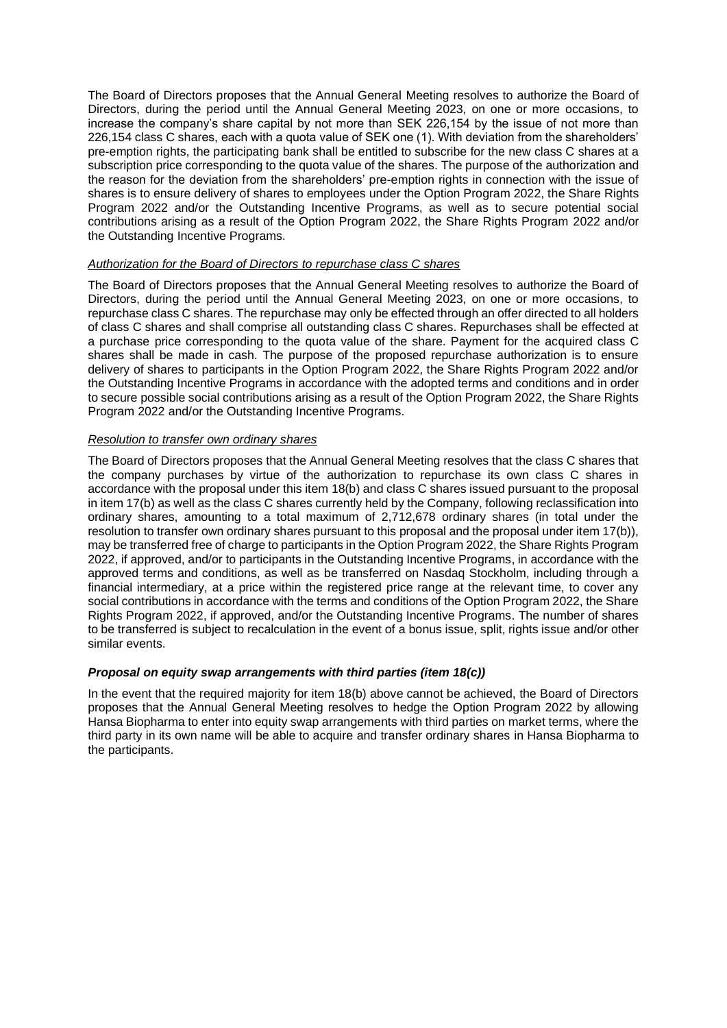The Board of Directors proposes that the Annual General Meeting resolves to authorize the Board of Directors, during the period until the Annual General Meeting 2023, on one or more occasions, to increase the company's share capital by not more than SEK 226,154 by the issue of not more than 226,154 class C shares, each with a quota value of SEK one (1). With deviation from the shareholders' pre-emption rights, the participating bank shall be entitled to subscribe for the new class C shares at a subscription price corresponding to the quota value of the shares. The purpose of the authorization and the reason for the deviation from the shareholders' pre-emption rights in connection with the issue of shares is to ensure delivery of shares to employees under the Option Program 2022, the Share Rights Program 2022 and/or the Outstanding Incentive Programs, as well as to secure potential social contributions arising as a result of the Option Program 2022, the Share Rights Program 2022 and/or the Outstanding Incentive Programs.

*Authorization for the Board of Directors to repurchase class C shares*

The Board of Directors proposes that the Annual General Meeting resolves to authorize the Board of Directors, during the period until the Annual General Meeting 2023, on one or more occasions, to repurchase class C shares. The repurchase may only be effected through an offer directed to all holders of class C shares and shall comprise all outstanding class C shares. Repurchases shall be effected at a purchase price corresponding to the quota value of the share. Payment for the acquired class C shares shall be made in cash. The purpose of the proposed repurchase authorization is to ensure delivery of shares to participants in the Option Program 2022, the Share Rights Program 2022 and/or the Outstanding Incentive Programs in accordance with the adopted terms and conditions and in order to secure possible social contributions arising as a result of the Option Program 2022, the Share Rights Program 2022 and/or the Outstanding Incentive Programs.

*Resolution to transfer own ordinary shares*

The Board of Directors proposes that the Annual General Meeting resolves that the class C shares that the company purchases by virtue of the authorization to repurchase its own class C shares in accordance with the proposal under this item 18(b) and class C shares issued pursuant to the proposal in item 17(b) as well as the class C shares currently held by the Company, following reclassification into ordinary shares, amounting to a total maximum of 2,712,678 ordinary shares (in total under the resolution to transfer own ordinary shares pursuant to this proposal and the proposal under item 17(b)), may be transferred free of charge to participants in the Option Program 2022, the Share Rights Program 2022, if approved, and/or to participants in the Outstanding Incentive Programs, in accordance with the approved terms and conditions, as well as be transferred on Nasdaq Stockholm, including through a financial intermediary, at a price within the registered price range at the relevant time, to cover any social contributions in accordance with the terms and conditions of the Option Program 2022, the Share Rights Program 2022, if approved, and/or the Outstanding Incentive Programs. The number of shares to be transferred is subject to recalculation in the event of a bonus issue, split, rights issue and/or other similar events.

***Proposal on equity swap arrangements with third parties (item 18(c))***

In the event that the required majority for item 18(b) above cannot be achieved, the Board of Directors proposes that the Annual General Meeting resolves to hedge the Option Program 2022 by allowing Hansa Biopharma to enter into equity swap arrangements with third parties on market terms, where the third party in its own name will be able to acquire and transfer ordinary shares in Hansa Biopharma to the participants.